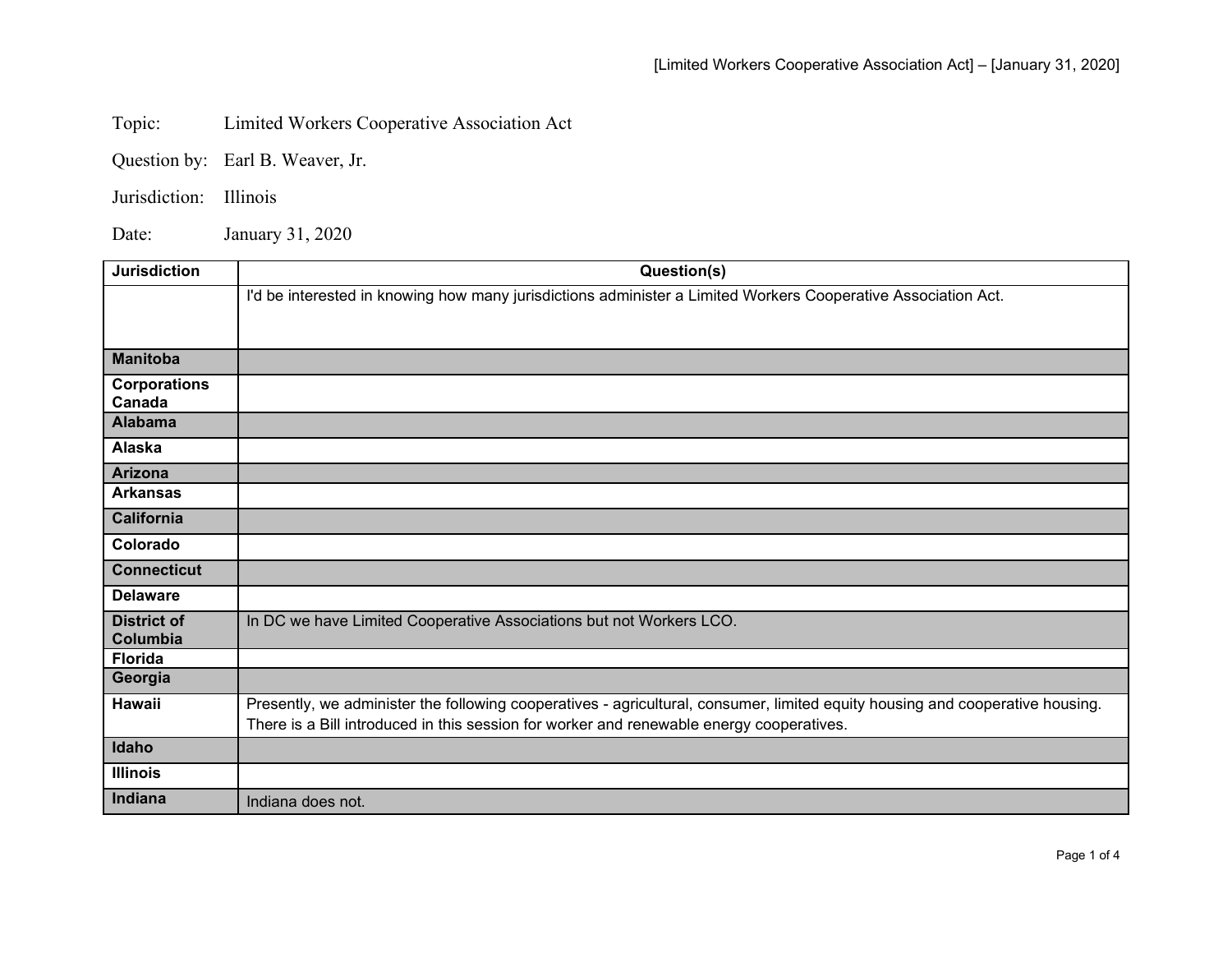Topic: Limited Workers Cooperative Association Act

Question by: Earl B. Weaver, Jr.

Jurisdiction: Illinois

Date: January 31, 2020

| Jurisdiction | Question(s) |
|---|---|
| | I'd be interested in knowing how many jurisdictions administer a Limited Workers Cooperative Association Act. |
| Manitoba | |
| Corporations Canada | |
| Alabama | |
| Alaska | |
| Arizona | |
| Arkansas | |
| California | |
| Colorado | |
| Connecticut | |
| Delaware | |
| District of Columbia | In DC we have Limited Cooperative Associations but not Workers LCO. |
| Florida | |
| Georgia | |
| Hawaii | Presently, we administer the following cooperatives - agricultural, consumer, limited equity housing and cooperative housing. There is a Bill introduced in this session for worker and renewable energy cooperatives. |
| Idaho | |
| Illinois | |
| Indiana | Indiana does not. |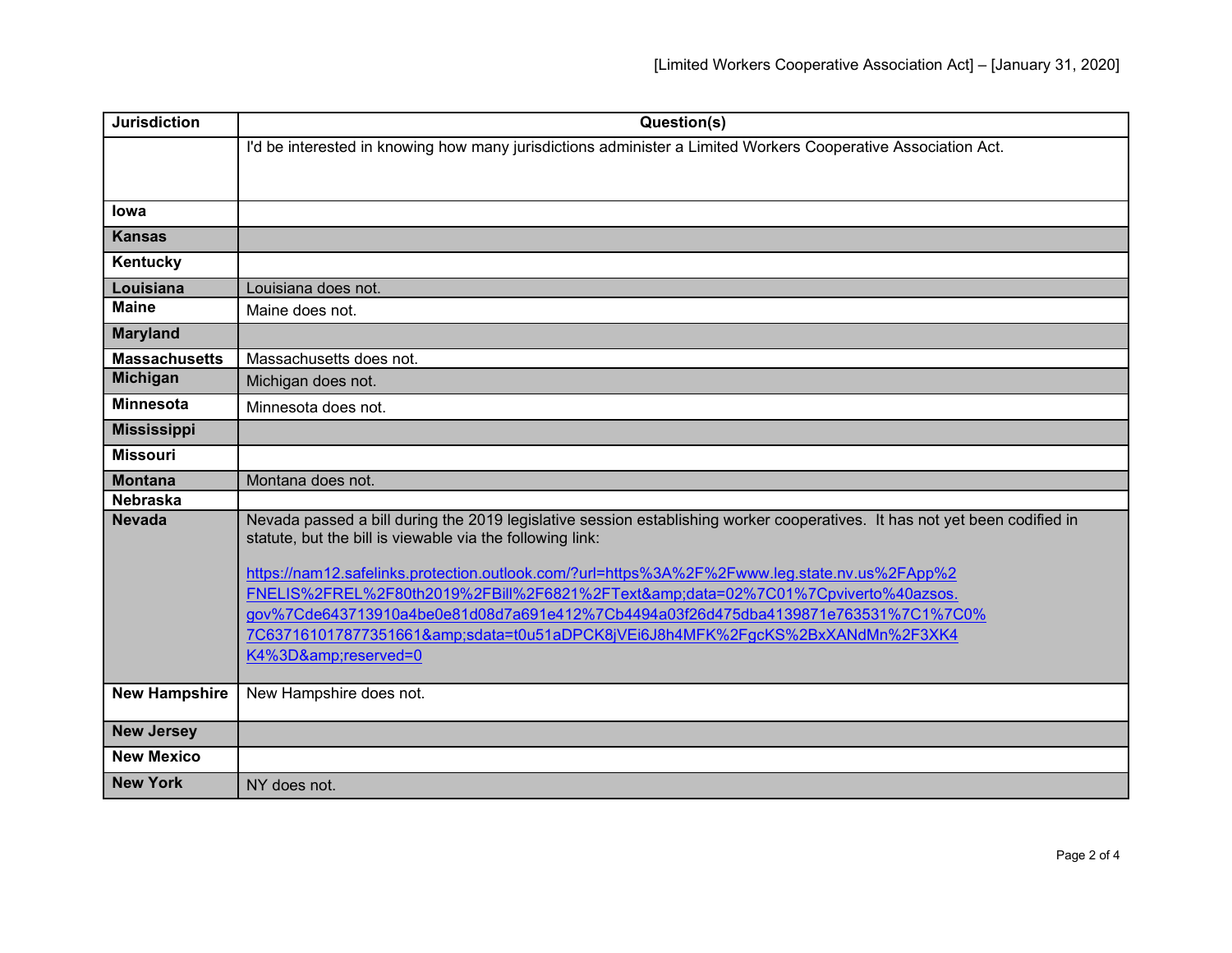| Jurisdiction | Question(s) |
| --- | --- |
| | I'd be interested in knowing how many jurisdictions administer a Limited Workers Cooperative Association Act. |
| **Iowa** | |
| **Kansas** | |
| **Kentucky** | |
| **Louisiana** | Louisiana does not. |
| **Maine** | Maine does not. |
| **Maryland** | |
| **Massachusetts** | Massachusetts does not. |
| **Michigan** | Michigan does not. |
| **Minnesota** | Minnesota does not. |
| **Mississippi** | |
| **Missouri** | |
| **Montana** | Montana does not. |
| **Nebraska** | |
| **Nevada** | Nevada passed a bill during the 2019 legislative session establishing worker cooperatives. It has not yet been codified in statute, but the bill is viewable via the following link: https://nam12.safelinks.protection.outlook.com/?url=https%3A%2F%2Fwww.leg.state.nv.us%2FApp%2FNELIS%2FREL%2F80th2019%2FBill%2F6821%2FText&amp;data=02%7C01%7Cpviverto%40azsos.gov%7Cde643713910a4be0e81d08d7a691e412%7Cb4494a03f26d475dba4139871e763531%7C1%7C0%7C637161017877351661&amp;sdata=t0u51aDPCK8jVEi6J8h4MFK%2FgcKS%2BxXANdMn%2F3XK4K4%3D&amp;reserved=0 |
| **New Hampshire** | New Hampshire does not. |
| **New Jersey** | |
| **New Mexico** | |
| **New York** | NY does not. |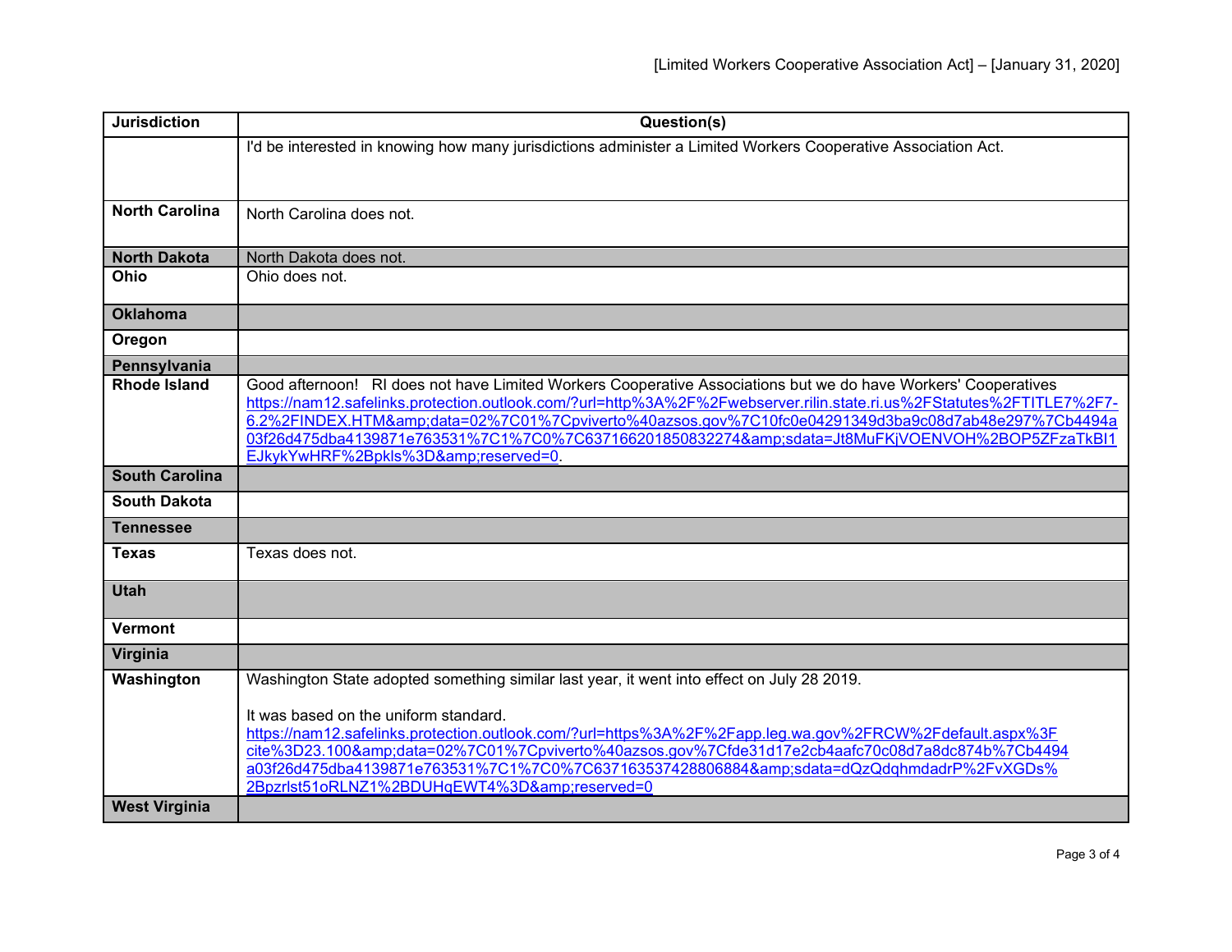| Jurisdiction | Question(s) |
| --- | --- |
| | I'd be interested in knowing how many jurisdictions administer a Limited Workers Cooperative Association Act. |
| **North Carolina** | North Carolina does not. |
| **North Dakota** | North Dakota does not. |
| **Ohio** | Ohio does not. |
| **Oklahoma** | |
| **Oregon** | |
| **Pennsylvania** | |
| **Rhode Island** | Good afternoon! RI does not have Limited Workers Cooperative Associations but we do have Workers' Cooperatives https://nam12.safelinks.protection.outlook.com/?url=http%3A%2F%2Fwebserver.rilin.state.ri.us%2FStatutes%2FTITLE7%2F7-6.2%2FINDEX.HTM&amp;data=02%7C01%7Cpviverto%40azsos.gov%7C10fc0e04291349d3ba9c08d7ab48e297%7Cb4494a03f26d475dba4139871e763531%7C1%7C0%7C637166201850832274&amp;sdata=Jt8MuFKjVOENVOH%2BOP5ZFzaTkBI1EJkykYwHRF%2Bpkls%3D&amp;reserved=0. |
| **South Carolina** | |
| **South Dakota** | |
| **Tennessee** | |
| **Texas** | Texas does not. |
| **Utah** | |
| **Vermont** | |
| **Virginia** | |
| **Washington** | Washington State adopted something similar last year, it went into effect on July 28 2019.<br><br>It was based on the uniform standard.<br>https://nam12.safelinks.protection.outlook.com/?url=https%3A%2F%2Fapp.leg.wa.gov%2FRCW%2Fdefault.aspx%3Fcite%3D23.100&amp;data=02%7C01%7Cpviverto%40azsos.gov%7Cfde31d17e2cb4aafc70c08d7a8dc874b%7Cb4494a03f26d475dba4139871e763531%7C1%7C0%7C637163537428806884&amp;sdata=dQzQdqhmdadrP%2FvXGDs%2Bpzrlst51oRLNZ1%2BDUHqEWT4%3D&amp;reserved=0 |
| **West Virginia** | |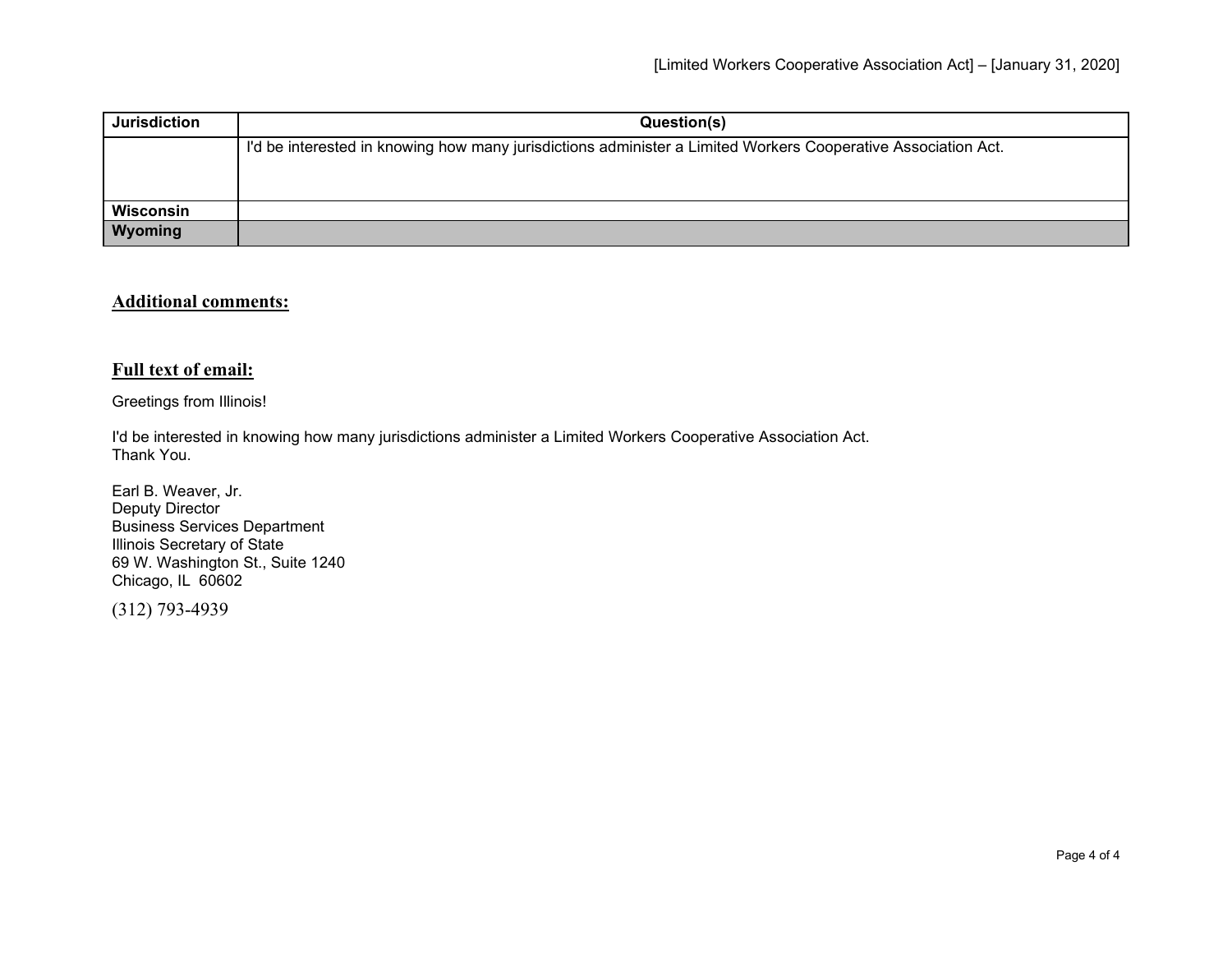| Jurisdiction | Question(s) |
|---|---|
| | I'd be interested in knowing how many jurisdictions administer a Limited Workers Cooperative Association Act. |
| **Wisconsin** | |
| **Wyoming** | |

## Additional comments:

## Full text of email:

Greetings from Illinois!

I'd be interested in knowing how many jurisdictions administer a Limited Workers Cooperative Association Act.
Thank You.

Earl B. Weaver, Jr.
Deputy Director
Business Services Department
Illinois Secretary of State
69 W. Washington St., Suite 1240
Chicago, IL 60602
(312) 793-4939